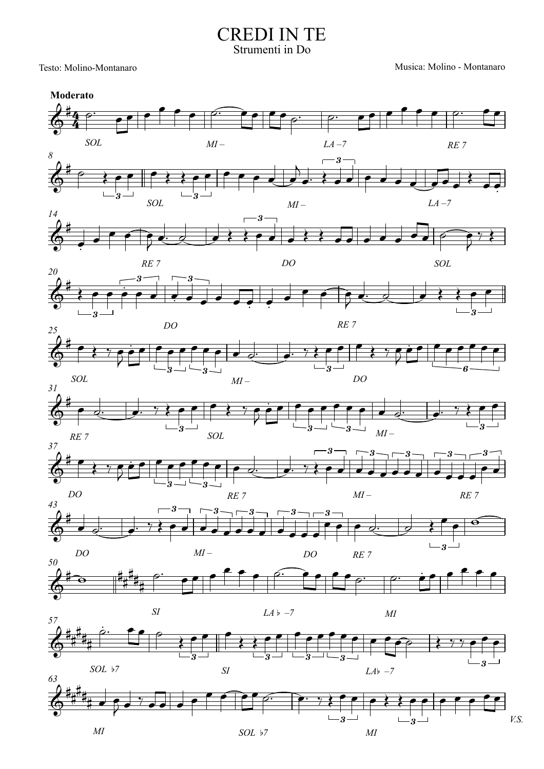# CREDI IN TE

Strumenti in Do

Testo: Molino-Montanaro

Musica: Molino - Montanaro

**Moderato**

SOL MI – LA –7 RE 7

SOL MI – LA –7

RE 7 DO SOL

DO RE 7

SOL MI – DO

RE 7 SOL MI –

DO RE 7 MI – RE 7

DO MI – DO RE 7

SI LA♭ –7 MI

SOL ♭7 SI LA♭ –7

MI SOL ♭7 MI

V.S.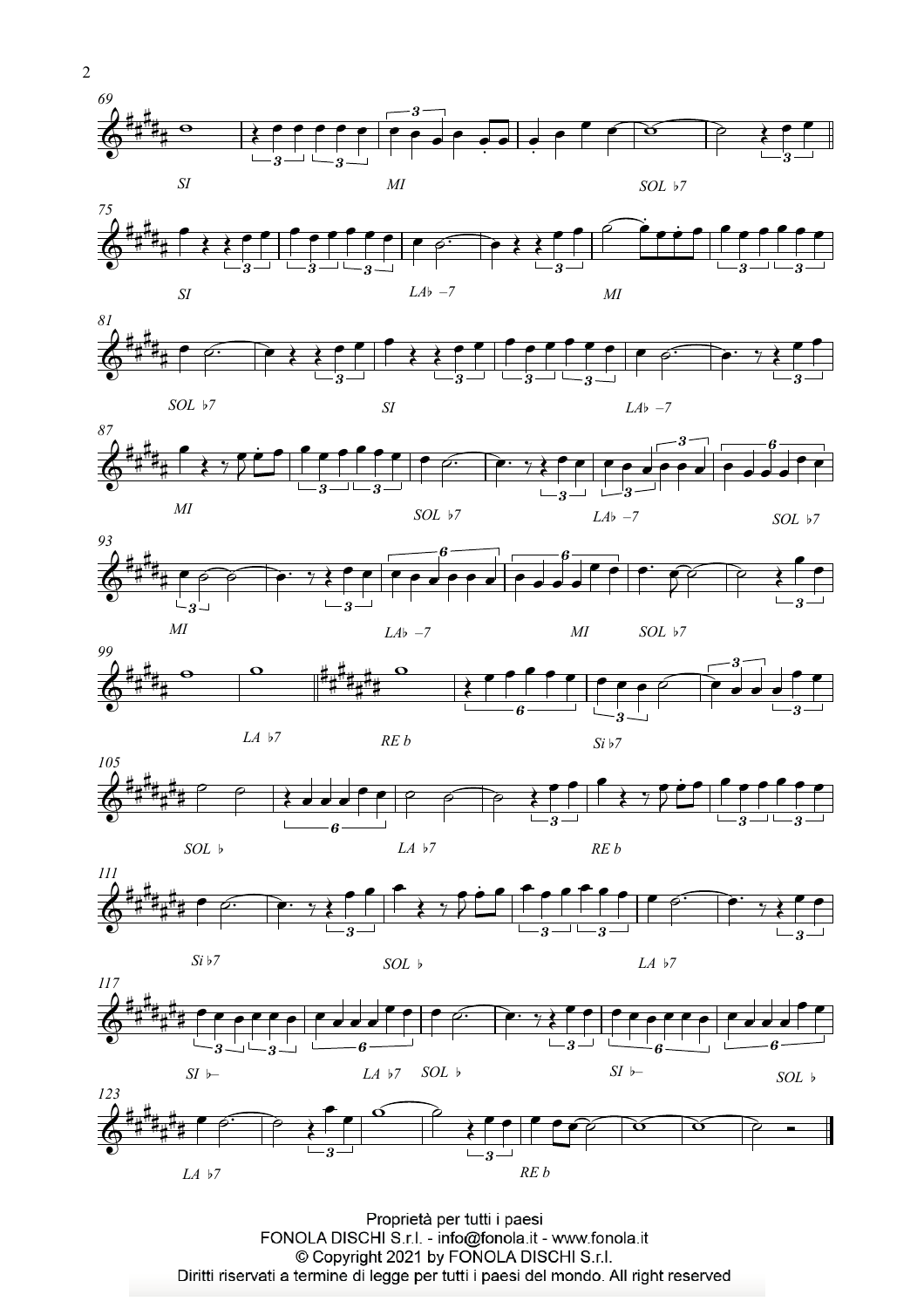Proprietà per tutti i paesi
FONOLA DISCHI S.r.l. - info@fonola.it - www.fonola.it
© Copyright 2021 by FONOLA DISCHI S.r.l.
Diritti riservati a termine di legge per tutti i paesi del mondo. All right reserved